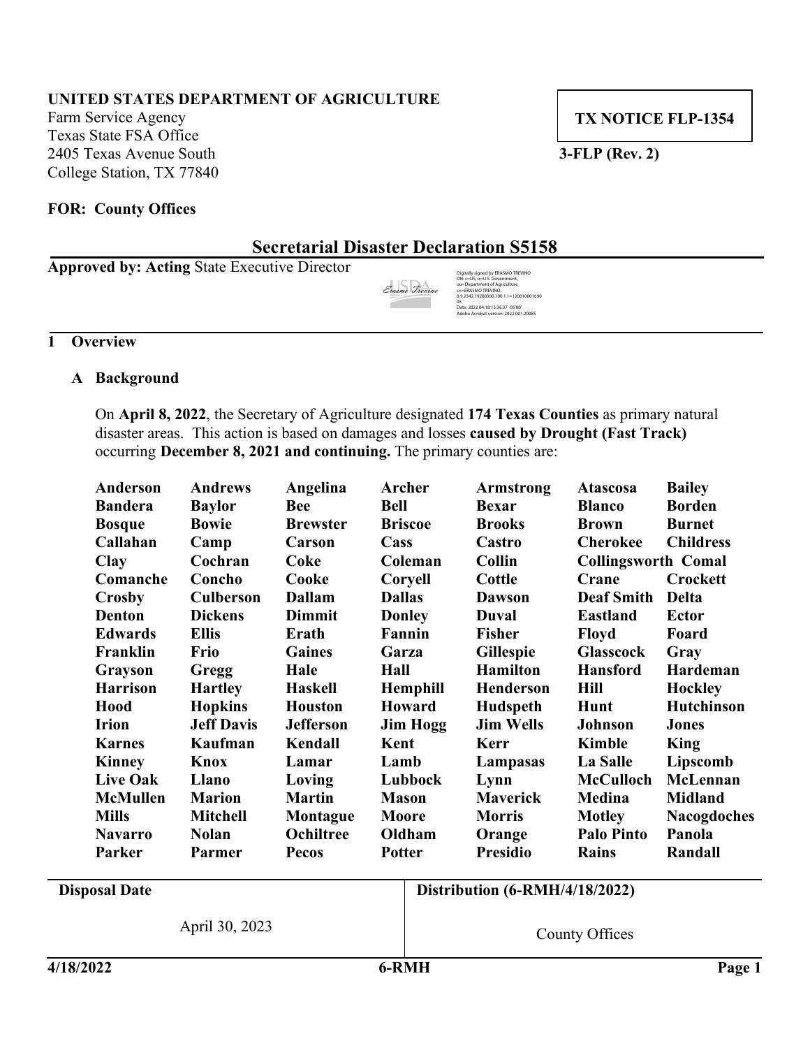**UNITED STATES DEPARTMENT OF AGRICULTURE**
Farm Service Agency
Texas State FSA Office
2405 Texas Avenue South
College Station, TX 77840

**TX NOTICE FLP-1354**

**3-FLP (Rev. 2)**

**FOR: County Offices**

# Secretarial Disaster Declaration S5158

**Approved by: Acting** State Executive Director

Digitally signed by ERASMO TREVINO
DN: c=US, o=U.S. Government, ou=Department of Agriculture, cn=ERASMO TREVINO, 0.9.2342.19200300.100.1.1=12001000169005
Date: 2022.04.18 13:36:37 -05'00'
Adobe Acrobat version: 2022.001.20085

## 1 Overview

### A Background

On **April 8, 2022**, the Secretary of Agriculture designated **174 Texas Counties** as primary natural disaster areas. This action is based on damages and losses **caused by Drought (Fast Track)** occurring **December 8, 2021 and continuing.** The primary counties are:

| | | | | | | |
|---|---|---|---|---|---|---|
| **Anderson** | **Andrews** | **Angelina** | **Archer** | **Armstrong** | **Atascosa** | **Bailey** |
| **Bandera** | **Baylor** | **Bee** | **Bell** | **Bexar** | **Blanco** | **Borden** |
| **Bosque** | **Bowie** | **Brewster** | **Briscoe** | **Brooks** | **Brown** | **Burnet** |
| **Callahan** | **Camp** | **Carson** | **Cass** | **Castro** | **Cherokee** | **Childress** |
| **Clay** | **Cochran** | **Coke** | **Coleman** | **Collin** | **Collingsworth** | **Comal** |
| **Comanche** | **Concho** | **Cooke** | **Coryell** | **Cottle** | **Crane** | **Crockett** |
| **Crosby** | **Culberson** | **Dallam** | **Dallas** | **Dawson** | **Deaf Smith** | **Delta** |
| **Denton** | **Dickens** | **Dimmit** | **Donley** | **Duval** | **Eastland** | **Ector** |
| **Edwards** | **Ellis** | **Erath** | **Fannin** | **Fisher** | **Floyd** | **Foard** |
| **Franklin** | **Frio** | **Gaines** | **Garza** | **Gillespie** | **Glasscock** | **Gray** |
| **Grayson** | **Gregg** | **Hale** | **Hall** | **Hamilton** | **Hansford** | **Hardeman** |
| **Harrison** | **Hartley** | **Haskell** | **Hemphill** | **Henderson** | **Hill** | **Hockley** |
| **Hood** | **Hopkins** | **Houston** | **Howard** | **Hudspeth** | **Hunt** | **Hutchinson** |
| **Irion** | **Jeff Davis** | **Jefferson** | **Jim Hogg** | **Jim Wells** | **Johnson** | **Jones** |
| **Karnes** | **Kaufman** | **Kendall** | **Kent** | **Kerr** | **Kimble** | **King** |
| **Kinney** | **Knox** | **Lamar** | **Lamb** | **Lampasas** | **La Salle** | **Lipscomb** |
| **Live Oak** | **Llano** | **Loving** | **Lubbock** | **Lynn** | **McCulloch** | **McLennan** |
| **McMullen** | **Marion** | **Martin** | **Mason** | **Maverick** | **Medina** | **Midland** |
| **Mills** | **Mitchell** | **Montague** | **Moore** | **Morris** | **Motley** | **Nacogdoches** |
| **Navarro** | **Nolan** | **Ochiltree** | **Oldham** | **Orange** | **Palo Pinto** | **Panola** |
| **Parker** | **Parmer** | **Pecos** | **Potter** | **Presidio** | **Rains** | **Randall** |

| **Disposal Date** | **Distribution (6-RMH/4/18/2022)** |
|---|---|
| April 30, 2023 | County Offices |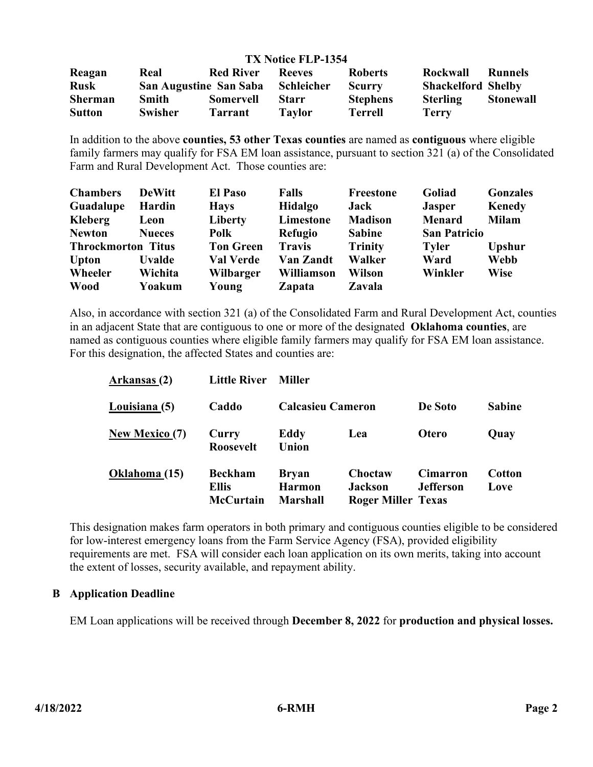| Reagan | Real | Red River | Reeves | Roberts | Rockwall | Runnels |
|---|---|---|---|---|---|---|
| Rusk | San Augustine | San Saba | Schleicher | Scurry | Shackelford | Shelby |
| Sherman | Smith | Somervell | Starr | Stephens | Sterling | Stonewall |
| Sutton | Swisher | Tarrant | Taylor | Terrell | Terry | |

In addition to the above **counties, 53 other Texas counties** are named as **contiguous** where eligible family farmers may qualify for FSA EM loan assistance, pursuant to section 321 (a) of the Consolidated Farm and Rural Development Act. Those counties are:

| Chambers | DeWitt | El Paso | Falls | Freestone | Goliad | Gonzales |
|---|---|---|---|---|---|---|
| Guadalupe | Hardin | Hays | Hidalgo | Jack | Jasper | Kenedy |
| Kleberg | Leon | Liberty | Limestone | Madison | Menard | Milam |
| Newton | Nueces | Polk | Refugio | Sabine | San Patricio | |
| Throckmorton | Titus | Ton Green | Travis | Trinity | Tyler | Upshur |
| Upton | Uvalde | Val Verde | Van Zandt | Walker | Ward | Webb |
| Wheeler | Wichita | Wilbarger | Williamson | Wilson | Winkler | Wise |
| Wood | Yoakum | Young | Zapata | Zavala | | |

Also, in accordance with section 321 (a) of the Consolidated Farm and Rural Development Act, counties in an adjacent State that are contiguous to one or more of the designated **Oklahoma counties**, are named as contiguous counties where eligible family farmers may qualify for FSA EM loan assistance. For this designation, the affected States and counties are:

| State | | | | | |
|---|---|---|---|---|---|
| Arkansas (2) | Little River | Miller | | | |
| Louisiana (5) | Caddo | Calcasieu | Cameron | De Soto | Sabine |
| New Mexico (7) | Curry | Eddy | Lea | Otero | Quay |
| | Roosevelt | Union | | | |
| Oklahoma (15) | Beckham | Bryan | Choctaw | Cimarron | Cotton |
| | Ellis | Harmon | Jackson | Jefferson | Love |
| | McCurtain | Marshall | Roger Miller | Texas | |

This designation makes farm operators in both primary and contiguous counties eligible to be considered for low-interest emergency loans from the Farm Service Agency (FSA), provided eligibility requirements are met. FSA will consider each loan application on its own merits, taking into account the extent of losses, security available, and repayment ability.

## B Application Deadline

EM Loan applications will be received through **December 8, 2022** for **production and physical losses.**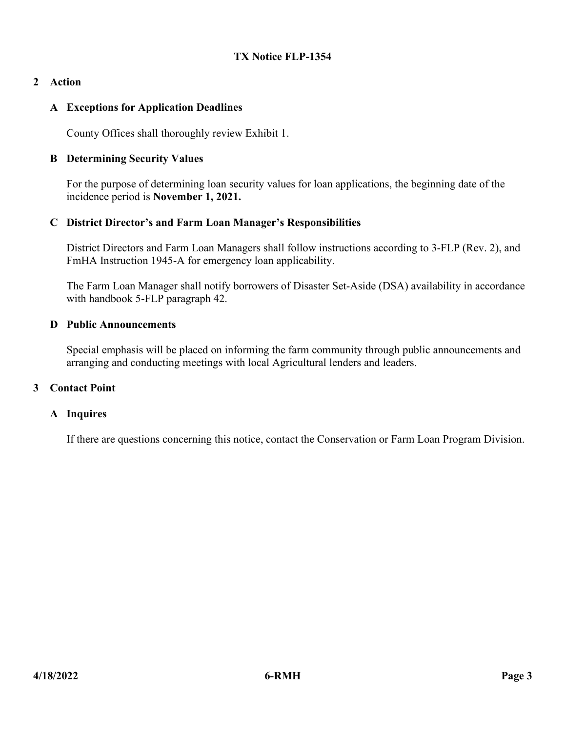**TX Notice FLP-1354**

## 2 Action

### A Exceptions for Application Deadlines

County Offices shall thoroughly review Exhibit 1.

### B Determining Security Values

For the purpose of determining loan security values for loan applications, the beginning date of the incidence period is **November 1, 2021.**

### C District Director's and Farm Loan Manager's Responsibilities

District Directors and Farm Loan Managers shall follow instructions according to 3-FLP (Rev. 2), and FmHA Instruction 1945-A for emergency loan applicability.

The Farm Loan Manager shall notify borrowers of Disaster Set-Aside (DSA) availability in accordance with handbook 5-FLP paragraph 42.

### D Public Announcements

Special emphasis will be placed on informing the farm community through public announcements and arranging and conducting meetings with local Agricultural lenders and leaders.

## 3 Contact Point

### A Inquires

If there are questions concerning this notice, contact the Conservation or Farm Loan Program Division.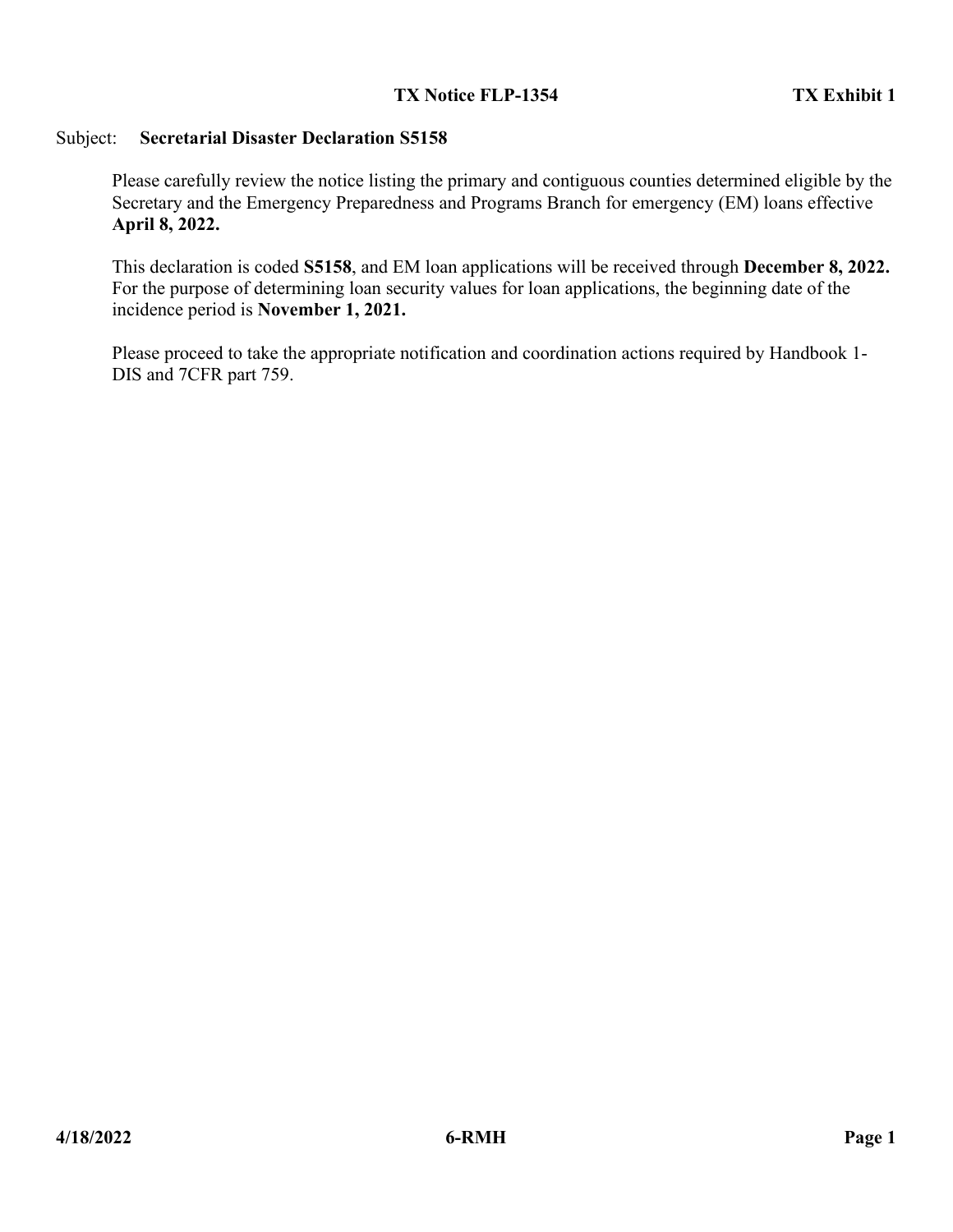**TX Notice FLP-1354** **TX Exhibit 1**

Subject: **Secretarial Disaster Declaration S5158**

Please carefully review the notice listing the primary and contiguous counties determined eligible by the Secretary and the Emergency Preparedness and Programs Branch for emergency (EM) loans effective **April 8, 2022.**

This declaration is coded **S5158**, and EM loan applications will be received through **December 8, 2022.** For the purpose of determining loan security values for loan applications, the beginning date of the incidence period is **November 1, 2021.**

Please proceed to take the appropriate notification and coordination actions required by Handbook 1-DIS and 7CFR part 759.